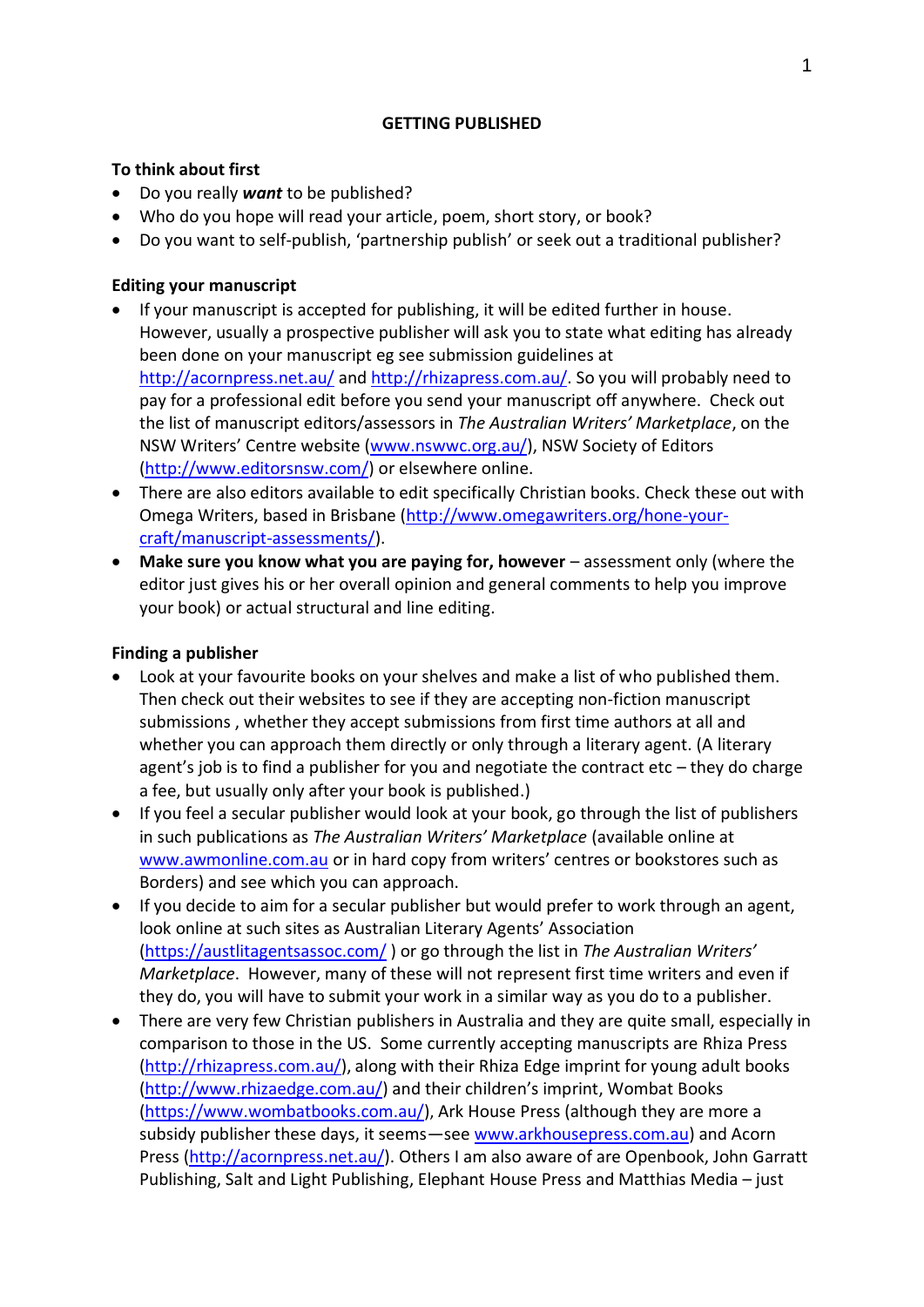# GETTING PUBLISHED

**To think about first**

- Do you really ***want*** to be published?
- Who do you hope will read your article, poem, short story, or book?
- Do you want to self-publish, 'partnership publish' or seek out a traditional publisher?

**Editing your manuscript**

- If your manuscript is accepted for publishing, it will be edited further in house. However, usually a prospective publisher will ask you to state what editing has already been done on your manuscript eg see submission guidelines at [http://acornpress.net.au/](http://acornpress.net.au/) and [http://rhizapress.com.au/](http://rhizapress.com.au/). So you will probably need to pay for a professional edit before you send your manuscript off anywhere. Check out the list of manuscript editors/assessors in *The Australian Writers' Marketplace*, on the NSW Writers' Centre website ([www.nswwc.org.au/](http://www.nswwc.org.au/)), NSW Society of Editors ([http://www.editorsnsw.com/](http://www.editorsnsw.com/)) or elsewhere online.
- There are also editors available to edit specifically Christian books. Check these out with Omega Writers, based in Brisbane ([http://www.omegawriters.org/hone-your-craft/manuscript-assessments/](http://www.omegawriters.org/hone-your-craft/manuscript-assessments/)).
- **Make sure you know what you are paying for, however** – assessment only (where the editor just gives his or her overall opinion and general comments to help you improve your book) or actual structural and line editing.

**Finding a publisher**

- Look at your favourite books on your shelves and make a list of who published them. Then check out their websites to see if they are accepting non-fiction manuscript submissions , whether they accept submissions from first time authors at all and whether you can approach them directly or only through a literary agent. (A literary agent's job is to find a publisher for you and negotiate the contract etc – they do charge a fee, but usually only after your book is published.)
- If you feel a secular publisher would look at your book, go through the list of publishers in such publications as *The Australian Writers' Marketplace* (available online at [www.awmonline.com.au](http://www.awmonline.com.au) or in hard copy from writers' centres or bookstores such as Borders) and see which you can approach.
- If you decide to aim for a secular publisher but would prefer to work through an agent, look online at such sites as Australian Literary Agents' Association ([https://austlitagentsassoc.com/](https://austlitagentsassoc.com/) ) or go through the list in *The Australian Writers' Marketplace*. However, many of these will not represent first time writers and even if they do, you will have to submit your work in a similar way as you do to a publisher.
- There are very few Christian publishers in Australia and they are quite small, especially in comparison to those in the US. Some currently accepting manuscripts are Rhiza Press ([http://rhizapress.com.au/](http://rhizapress.com.au/)), along with their Rhiza Edge imprint for young adult books ([http://www.rhizaedge.com.au/](http://www.rhizaedge.com.au/)) and their children's imprint, Wombat Books ([https://www.wombatbooks.com.au/](https://www.wombatbooks.com.au/)), Ark House Press (although they are more a subsidy publisher these days, it seems—see [www.arkhousepress.com.au](http://www.arkhousepress.com.au)) and Acorn Press ([http://acornpress.net.au/](http://acornpress.net.au/)). Others I am also aware of are Openbook, John Garratt Publishing, Salt and Light Publishing, Elephant House Press and Matthias Media – just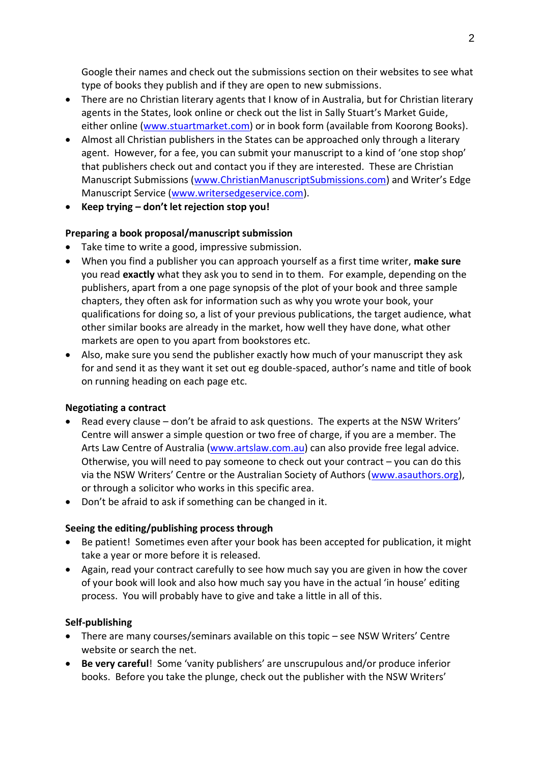Google their names and check out the submissions section on their websites to see what type of books they publish and if they are open to new submissions.

- There are no Christian literary agents that I know of in Australia, but for Christian literary agents in the States, look online or check out the list in Sally Stuart's Market Guide, either online (www.stuartmarket.com) or in book form (available from Koorong Books).
- Almost all Christian publishers in the States can be approached only through a literary agent. However, for a fee, you can submit your manuscript to a kind of 'one stop shop' that publishers check out and contact you if they are interested. These are Christian Manuscript Submissions (www.ChristianManuscriptSubmissions.com) and Writer's Edge Manuscript Service (www.writersedgeservice.com).
- **Keep trying – don't let rejection stop you!**

**Preparing a book proposal/manuscript submission**

- Take time to write a good, impressive submission.
- When you find a publisher you can approach yourself as a first time writer, **make sure** you read **exactly** what they ask you to send in to them. For example, depending on the publishers, apart from a one page synopsis of the plot of your book and three sample chapters, they often ask for information such as why you wrote your book, your qualifications for doing so, a list of your previous publications, the target audience, what other similar books are already in the market, how well they have done, what other markets are open to you apart from bookstores etc.
- Also, make sure you send the publisher exactly how much of your manuscript they ask for and send it as they want it set out eg double-spaced, author's name and title of book on running heading on each page etc.

**Negotiating a contract**

- Read every clause – don't be afraid to ask questions. The experts at the NSW Writers' Centre will answer a simple question or two free of charge, if you are a member. The Arts Law Centre of Australia (www.artslaw.com.au) can also provide free legal advice. Otherwise, you will need to pay someone to check out your contract – you can do this via the NSW Writers' Centre or the Australian Society of Authors (www.asauthors.org), or through a solicitor who works in this specific area.
- Don't be afraid to ask if something can be changed in it.

**Seeing the editing/publishing process through**

- Be patient! Sometimes even after your book has been accepted for publication, it might take a year or more before it is released.
- Again, read your contract carefully to see how much say you are given in how the cover of your book will look and also how much say you have in the actual 'in house' editing process. You will probably have to give and take a little in all of this.

**Self-publishing**

- There are many courses/seminars available on this topic – see NSW Writers' Centre website or search the net.
- **Be very careful**! Some 'vanity publishers' are unscrupulous and/or produce inferior books. Before you take the plunge, check out the publisher with the NSW Writers'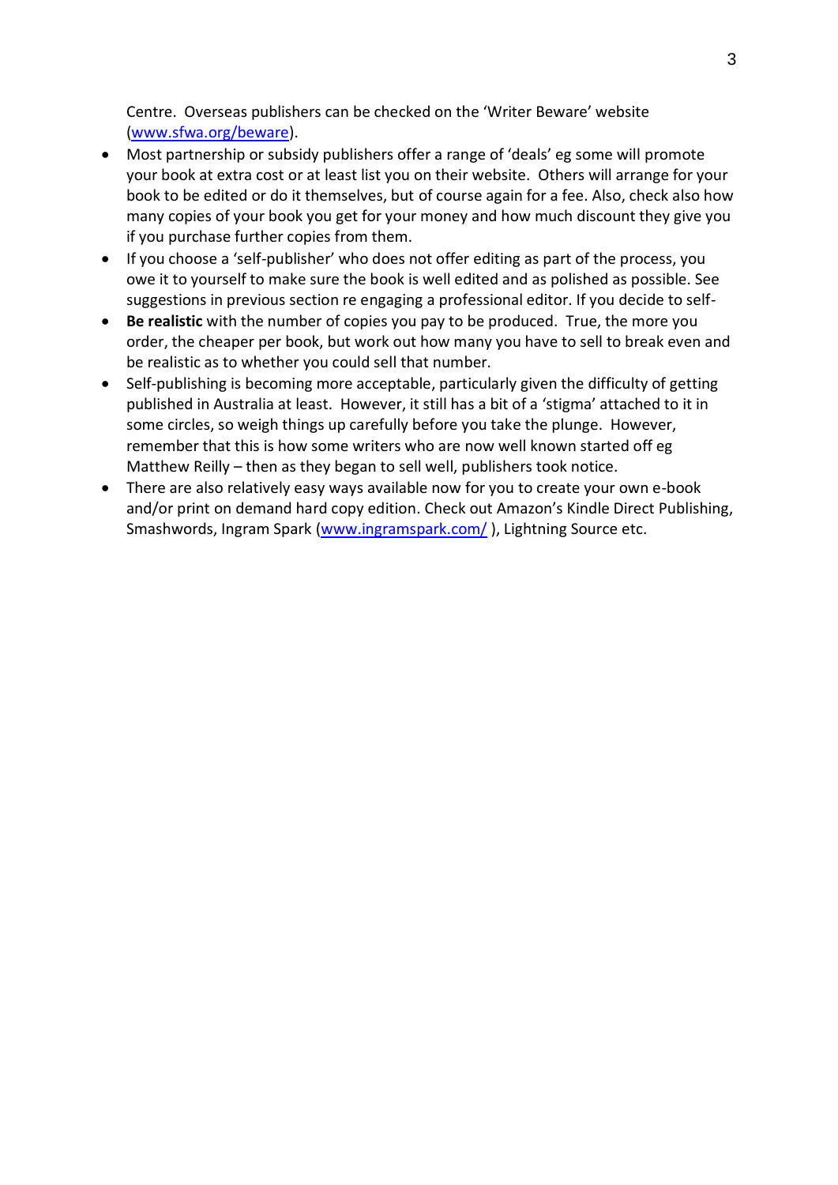Centre. Overseas publishers can be checked on the 'Writer Beware' website (www.sfwa.org/beware).

- Most partnership or subsidy publishers offer a range of 'deals' eg some will promote your book at extra cost or at least list you on their website. Others will arrange for your book to be edited or do it themselves, but of course again for a fee. Also, check also how many copies of your book you get for your money and how much discount they give you if you purchase further copies from them.
- If you choose a 'self-publisher' who does not offer editing as part of the process, you owe it to yourself to make sure the book is well edited and as polished as possible. See suggestions in previous section re engaging a professional editor. If you decide to self-
- **Be realistic** with the number of copies you pay to be produced. True, the more you order, the cheaper per book, but work out how many you have to sell to break even and be realistic as to whether you could sell that number.
- Self-publishing is becoming more acceptable, particularly given the difficulty of getting published in Australia at least. However, it still has a bit of a 'stigma' attached to it in some circles, so weigh things up carefully before you take the plunge. However, remember that this is how some writers who are now well known started off eg Matthew Reilly – then as they began to sell well, publishers took notice.
- There are also relatively easy ways available now for you to create your own e-book and/or print on demand hard copy edition. Check out Amazon's Kindle Direct Publishing, Smashwords, Ingram Spark (www.ingramspark.com/ ), Lightning Source etc.